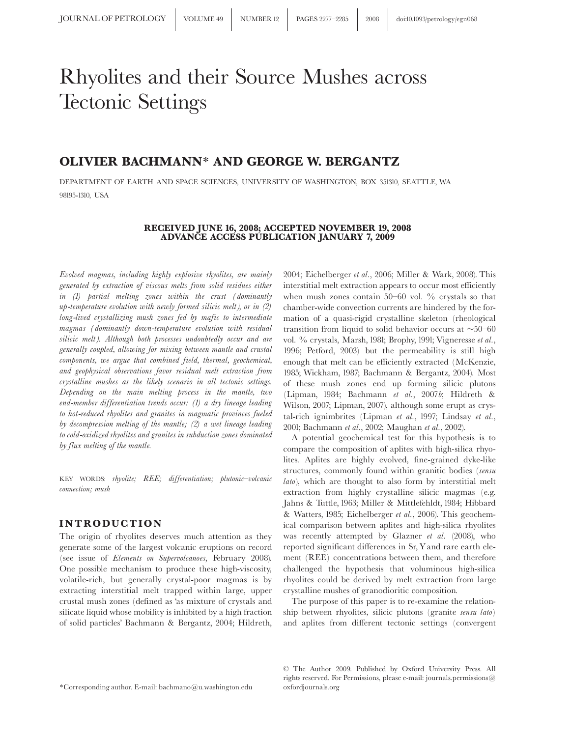# Rhyolites and their Source Mushes across Tectonic Settings

## OLIVIER BACHMANN* AND GEORGE W. BERGANTZ

DEPARTMENT OF EARTH AND SPACE SCIENCES, UNIVERSITY OF WASHINGTON, BOX 351310, SEATTLE, WA 98195-1310, USA

**RECEIVED JUNE 16, 2008; ACCEPTED NOVEMBER 19, 2008**
**ADVANCE ACCESS PUBLICATION JANUARY 7, 2009**

*Evolved magmas, including highly explosive rhyolites, are mainly generated by extraction of viscous melts from solid residues either in (1) partial melting zones within the crust (dominantly up-temperature evolution with newly formed silicic melt), or in (2) long-lived crystallizing mush zones fed by mafic to intermediate magmas (dominantly down-temperature evolution with residual silicic melt). Although both processes undoubtedly occur and are generally coupled, allowing for mixing between mantle and crustal components, we argue that combined field, thermal, geochemical, and geophysical observations favor residual melt extraction from crystalline mushes as the likely scenario in all tectonic settings. Depending on the main melting process in the mantle, two end-member differentiation trends occur: (1) a dry lineage leading to hot-reduced rhyolites and granites in magmatic provinces fueled by decompression melting of the mantle; (2) a wet lineage leading to cold-oxidized rhyolites and granites in subduction zones dominated by flux melting of the mantle.*

KEY WORDS: *rhyolite; REE; differentiation; plutonic–volcanic connection; mush*

## INTRODUCTION

The origin of rhyolites deserves much attention as they generate some of the largest volcanic eruptions on record (see issue of *Elements on Supervolcanoes*, February 2008). One possible mechanism to produce these high-viscosity, volatile-rich, but generally crystal-poor magmas is by extracting interstitial melt trapped within large, upper crustal mush zones (defined as 'as mixture of crystals and silicate liquid whose mobility is inhibited by a high fraction of solid particles' Bachmann & Bergantz, 2004; Hildreth, 2004; Eichelberger *et al.*, 2006; Miller & Wark, 2008). This interstitial melt extraction appears to occur most efficiently when mush zones contain 50–60 vol. % crystals so that chamber-wide convection currents are hindered by the formation of a quasi-rigid crystalline skeleton (rheological transition from liquid to solid behavior occurs at ~50–60 vol. % crystals, Marsh, 1981; Brophy, 1991; Vigneresse *et al.*, 1996; Petford, 2003) but the permeability is still high enough that melt can be efficiently extracted (McKenzie, 1985; Wickham, 1987; Bachmann & Bergantz, 2004). Most of these mush zones end up forming silicic plutons (Lipman, 1984; Bachmann *et al.*, 2007*b*; Hildreth & Wilson, 2007; Lipman, 2007), although some erupt as crystal-rich ignimbrites (Lipman *et al.*, 1997; Lindsay *et al.*, 2001; Bachmann *et al.*, 2002; Maughan *et al.*, 2002).

A potential geochemical test for this hypothesis is to compare the composition of aplites with high-silica rhyolites. Aplites are highly evolved, fine-grained dyke-like structures, commonly found within granitic bodies (*sensu lato*), which are thought to also form by interstitial melt extraction from highly crystalline silicic magmas (e.g. Jahns & Tuttle, 1963; Miller & Mittlefehldt, 1984; Hibbard & Watters, 1985; Eichelberger *et al.*, 2006). This geochemical comparison between aplites and high-silica rhyolites was recently attempted by Glazner *et al.* (2008), who reported significant differences in Sr, Y and rare earth element (REE) concentrations between them, and therefore challenged the hypothesis that voluminous high-silica rhyolites could be derived by melt extraction from large crystalline mushes of granodioritic composition.

The purpose of this paper is to re-examine the relationship between rhyolites, silicic plutons (granite *sensu lato*) and aplites from different tectonic settings (convergent

*Corresponding author. E-mail: bachmano@u.washington.edu

© The Author 2009. Published by Oxford University Press. All rights reserved. For Permissions, please e-mail: journals.permissions@oxfordjournals.org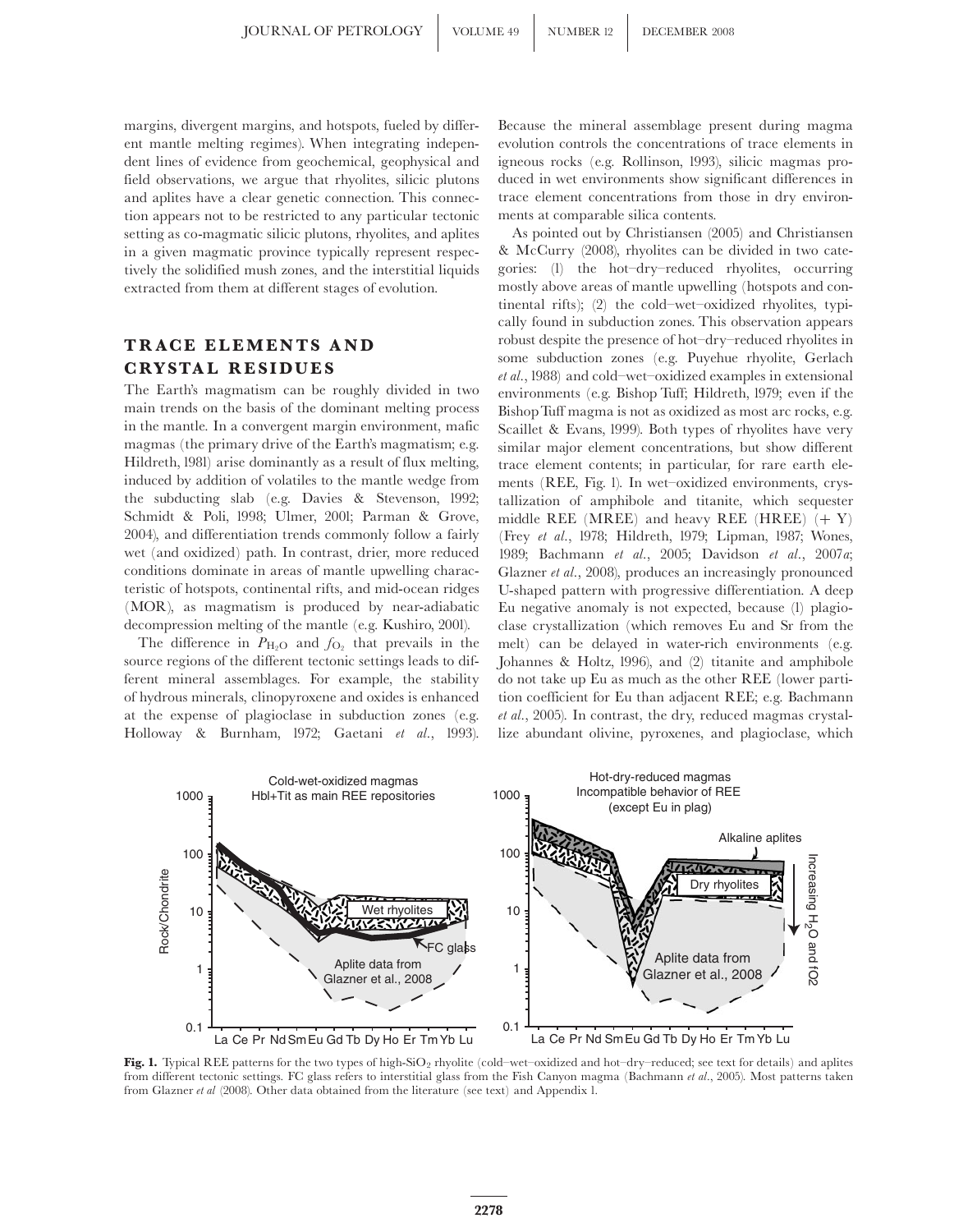margins, divergent margins, and hotspots, fueled by different mantle melting regimes). When integrating independent lines of evidence from geochemical, geophysical and field observations, we argue that rhyolites, silicic plutons and aplites have a clear genetic connection. This connection appears not to be restricted to any particular tectonic setting as co-magmatic silicic plutons, rhyolites, and aplites in a given magmatic province typically represent respectively the solidified mush zones, and the interstitial liquids extracted from them at different stages of evolution.

## TRACE ELEMENTS AND CRYSTAL RESIDUES

The Earth's magmatism can be roughly divided in two main trends on the basis of the dominant melting process in the mantle. In a convergent margin environment, mafic magmas (the primary drive of the Earth's magmatism; e.g. Hildreth, 1981) arise dominantly as a result of flux melting, induced by addition of volatiles to the mantle wedge from the subducting slab (e.g. Davies & Stevenson, 1992; Schmidt & Poli, 1998; Ulmer, 2001; Parman & Grove, 2004), and differentiation trends commonly follow a fairly wet (and oxidized) path. In contrast, drier, more reduced conditions dominate in areas of mantle upwelling characteristic of hotspots, continental rifts, and mid-ocean ridges (MOR), as magmatism is produced by near-adiabatic decompression melting of the mantle (e.g. Kushiro, 2001).

The difference in $P_{H_2O}$ and $f_{O_2}$ that prevails in the source regions of the different tectonic settings leads to different mineral assemblages. For example, the stability of hydrous minerals, clinopyroxene and oxides is enhanced at the expense of plagioclase in subduction zones (e.g. Holloway & Burnham, 1972; Gaetani *et al.*, 1993). Because the mineral assemblage present during magma evolution controls the concentrations of trace elements in igneous rocks (e.g. Rollinson, 1993), silicic magmas produced in wet environments show significant differences in trace element concentrations from those in dry environments at comparable silica contents.

As pointed out by Christiansen (2005) and Christiansen & McCurry (2008), rhyolites can be divided in two categories: (1) the hot–dry–reduced rhyolites, occurring mostly above areas of mantle upwelling (hotspots and continental rifts); (2) the cold–wet–oxidized rhyolites, typically found in subduction zones. This observation appears robust despite the presence of hot–dry–reduced rhyolites in some subduction zones (e.g. Puyehue rhyolite, Gerlach *et al.*, 1988) and cold–wet–oxidized examples in extensional environments (e.g. Bishop Tuff; Hildreth, 1979; even if the Bishop Tuff magma is not as oxidized as most arc rocks, e.g. Scaillet & Evans, 1999). Both types of rhyolites have very similar major element concentrations, but show different trace element contents; in particular, for rare earth elements (REE, Fig. 1). In wet–oxidized environments, crystallization of amphibole and titanite, which sequester middle REE (MREE) and heavy REE (HREE) (+ Y) (Frey *et al.*, 1978; Hildreth, 1979; Lipman, 1987; Wones, 1989; Bachmann *et al.*, 2005; Davidson *et al.*, 2007*a*; Glazner *et al.*, 2008), produces an increasingly pronounced U-shaped pattern with progressive differentiation. A deep Eu negative anomaly is not expected, because (1) plagioclase crystallization (which removes Eu and Sr from the melt) can be delayed in water-rich environments (e.g. Johannes & Holtz, 1996), and (2) titanite and amphibole do not take up Eu as much as the other REE (lower partition coefficient for Eu than adjacent REE; e.g. Bachmann *et al.*, 2005). In contrast, the dry, reduced magmas crystallize abundant olivine, pyroxenes, and plagioclase, which

**Fig. 1.** Typical REE patterns for the two types of high-$SiO_2$ rhyolite (cold–wet–oxidized and hot–dry–reduced; see text for details) and aplites from different tectonic settings. FC glass refers to interstitial glass from the Fish Canyon magma (Bachmann *et al.*, 2005). Most patterns taken from Glazner *et al* (2008). Other data obtained from the literature (see text) and Appendix 1.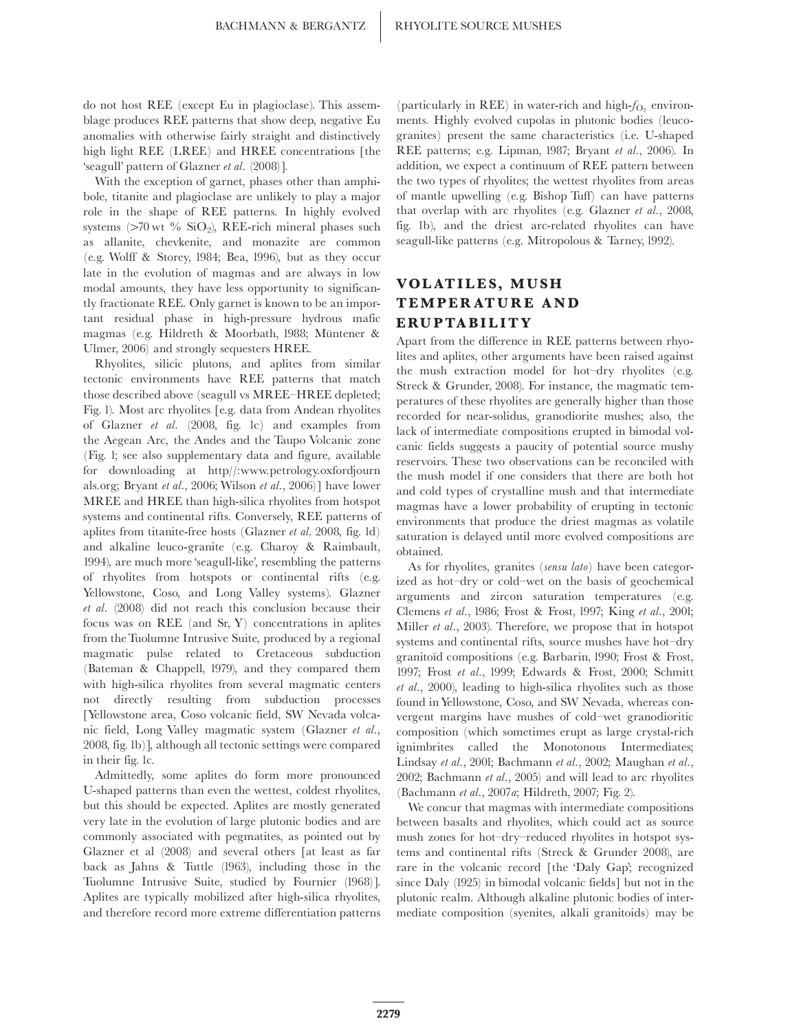do not host REE (except Eu in plagioclase). This assemblage produces REE patterns that show deep, negative Eu anomalies with otherwise fairly straight and distinctively high light REE (LREE) and HREE concentrations [the 'seagull' pattern of Glazner *et al.* (2008)].

With the exception of garnet, phases other than amphibole, titanite and plagioclase are unlikely to play a major role in the shape of REE patterns. In highly evolved systems (>70 wt % $SiO_2$), REE-rich mineral phases such as allanite, chevkenite, and monazite are common (e.g. Wolff & Storey, 1984; Bea, 1996), but as they occur late in the evolution of magmas and are always in low modal amounts, they have less opportunity to significantly fractionate REE. Only garnet is known to be an important residual phase in high-pressure hydrous mafic magmas (e.g. Hildreth & Moorbath, 1988; Müntener & Ulmer, 2006) and strongly sequesters HREE.

Rhyolites, silicic plutons, and aplites from similar tectonic environments have REE patterns that match those described above (seagull vs MREE–HREE depleted; Fig. 1). Most arc rhyolites [e.g. data from Andean rhyolites of Glazner *et al.* (2008, fig. 1c) and examples from the Aegean Arc, the Andes and the Taupo Volcanic zone (Fig. 1; see also supplementary data and figure, available for downloading at http//:www.petrology.oxfordjournals.org; Bryant *et al.*, 2006; Wilson *et al.*, 2006)] have lower MREE and HREE than high-silica rhyolites from hotspot systems and continental rifts. Conversely, REE patterns of aplites from titanite-free hosts (Glazner *et al.* 2008, fig. 1d) and alkaline leuco-granite (e.g. Charoy & Raimbault, 1994), are much more 'seagull-like', resembling the patterns of rhyolites from hotspots or continental rifts (e.g. Yellowstone, Coso, and Long Valley systems). Glazner *et al.* (2008) did not reach this conclusion because their focus was on REE (and Sr, Y) concentrations in aplites from the Tuolumne Intrusive Suite, produced by a regional magmatic pulse related to Cretaceous subduction (Bateman & Chappell, 1979), and they compared them with high-silica rhyolites from several magmatic centers not directly resulting from subduction processes [Yellowstone area, Coso volcanic field, SW Nevada volcanic field, Long Valley magmatic system (Glazner *et al.*, 2008, fig. 1b)], although all tectonic settings were compared in their fig. 1c.

Admittedly, some aplites do form more pronounced U-shaped patterns than even the wettest, coldest rhyolites, but this should be expected. Aplites are mostly generated very late in the evolution of large plutonic bodies and are commonly associated with pegmatites, as pointed out by Glazner et al (2008) and several others [at least as far back as Jahns & Tuttle (1963), including those in the Tuolumne Intrusive Suite, studied by Fournier (1968)]. Aplites are typically mobilized after high-silica rhyolites, and therefore record more extreme differentiation patterns (particularly in REE) in water-rich and high-$f_{O_2}$ environments. Highly evolved cupolas in plutonic bodies (leucogranites) present the same characteristics (i.e. U-shaped REE patterns; e.g. Lipman, 1987; Bryant *et al.*, 2006). In addition, we expect a continuum of REE pattern between the two types of rhyolites; the wettest rhyolites from areas of mantle upwelling (e.g. Bishop Tuff) can have patterns that overlap with arc rhyolites (e.g. Glazner *et al.*, 2008, fig. 1b), and the driest arc-related rhyolites can have seagull-like patterns (e.g. Mitropolous & Tarney, 1992).

## VOLATILES, MUSH TEMPERATURE AND ERUPTABILITY

Apart from the difference in REE patterns between rhyolites and aplites, other arguments have been raised against the mush extraction model for hot–dry rhyolites (e.g. Streck & Grunder, 2008). For instance, the magmatic temperatures of these rhyolites are generally higher than those recorded for near-solidus, granodiorite mushes; also, the lack of intermediate compositions erupted in bimodal volcanic fields suggests a paucity of potential source mushy reservoirs. These two observations can be reconciled with the mush model if one considers that there are both hot and cold types of crystalline mush and that intermediate magmas have a lower probability of erupting in tectonic environments that produce the driest magmas as volatile saturation is delayed until more evolved compositions are obtained.

As for rhyolites, granites (*sensu lato*) have been categorized as hot–dry or cold–wet on the basis of geochemical arguments and zircon saturation temperatures (e.g. Clemens *et al.*, 1986; Frost & Frost, 1997; King *et al.*, 2001; Miller *et al.*, 2003). Therefore, we propose that in hotspot systems and continental rifts, source mushes have hot–dry granitoïd compositions (e.g. Barbarin, 1990; Frost & Frost, 1997; Frost *et al.*, 1999; Edwards & Frost, 2000; Schmitt *et al.*, 2000), leading to high-silica rhyolites such as those found in Yellowstone, Coso, and SW Nevada, whereas convergent margins have mushes of cold–wet granodioritic composition (which sometimes erupt as large crystal-rich ignimbrites called the Monotonous Intermediates; Lindsay *et al.*, 2001; Bachmann *et al.*, 2002; Maughan *et al.*, 2002; Bachmann *et al.*, 2005) and will lead to arc rhyolites (Bachmann *et al.*, 2007*a*; Hildreth, 2007; Fig. 2).

We concur that magmas with intermediate compositions between basalts and rhyolites, which could act as source mush zones for hot–dry–reduced rhyolites in hotspot systems and continental rifts (Streck & Grunder 2008), are rare in the volcanic record [the 'Daly Gap'; recognized since Daly (1925) in bimodal volcanic fields] but not in the plutonic realm. Although alkaline plutonic bodies of intermediate composition (syenites, alkali granitoids) may be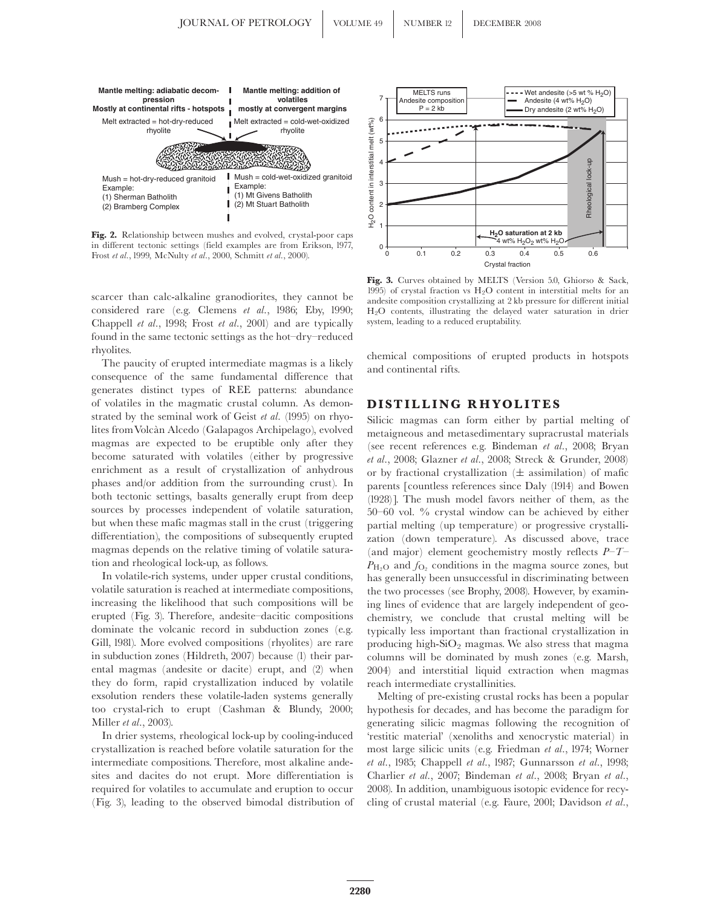Fig. 2. Relationship between mushes and evolved, crystal-poor caps in different tectonic settings (field examples are from Erikson, 1977, Frost *et al.*, 1999, McNulty *et al.*, 2000, Schmitt *et al.*, 2000).

Fig. 3. Curves obtained by MELTS (Version 5.0, Ghiorso & Sack, 1995) of crystal fraction vs $H_2O$ content in interstitial melts for an andesite composition crystallizing at 2 kb pressure for different initial $H_2O$ contents, illustrating the delayed water saturation in drier system, leading to a reduced eruptability.

scarcer than calc-alkaline granodiorites, they cannot be considered rare (e.g. Clemens *et al.*, 1986; Eby, 1990; Chappell *et al.*, 1998; Frost *et al.*, 2001) and are typically found in the same tectonic settings as the hot–dry–reduced rhyolites.

The paucity of erupted intermediate magmas is a likely consequence of the same fundamental difference that generates distinct types of REE patterns: abundance of volatiles in the magmatic crustal column. As demonstrated by the seminal work of Geist *et al.* (1995) on rhyolites from Volcàn Alcedo (Galapagos Archipelago), evolved magmas are expected to be eruptible only after they become saturated with volatiles (either by progressive enrichment as a result of crystallization of anhydrous phases and/or addition from the surrounding crust). In both tectonic settings, basalts generally erupt from deep sources by processes independent of volatile saturation, but when these mafic magmas stall in the crust (triggering differentiation), the compositions of subsequently erupted magmas depends on the relative timing of volatile saturation and rheological lock-up, as follows.

In volatile-rich systems, under upper crustal conditions, volatile saturation is reached at intermediate compositions, increasing the likelihood that such compositions will be erupted (Fig. 3). Therefore, andesite–dacitic compositions dominate the volcanic record in subduction zones (e.g. Gill, 1981). More evolved compositions (rhyolites) are rare in subduction zones (Hildreth, 2007) because (1) their parental magmas (andesite or dacite) erupt, and (2) when they do form, rapid crystallization induced by volatile exsolution renders these volatile-laden systems generally too crystal-rich to erupt (Cashman & Blundy, 2000; Miller *et al.*, 2003).

In drier systems, rheological lock-up by cooling-induced crystallization is reached before volatile saturation for the intermediate compositions. Therefore, most alkaline andesites and dacites do not erupt. More differentiation is required for volatiles to accumulate and eruption to occur (Fig. 3), leading to the observed bimodal distribution of chemical compositions of erupted products in hotspots and continental rifts.

## DISTILLING RHYOLITES

Silicic magmas can form either by partial melting of metaigneous and metasedimentary supracrustal materials (see recent references e.g. Bindeman *et al.*, 2008; Bryan *et al.*, 2008; Glazner *et al.*, 2008; Streck & Grunder, 2008) or by fractional crystallization ($\pm$ assimilation) of mafic parents [countless references since Daly (1914) and Bowen (1928)]. The mush model favors neither of them, as the 50–60 vol. % crystal window can be achieved by either partial melting (up temperature) or progressive crystallization (down temperature). As discussed above, trace (and major) element geochemistry mostly reflects $P$–$T$–$P_{H_2O}$ and $f_{O_2}$ conditions in the magma source zones, but has generally been unsuccessful in discriminating between the two processes (see Brophy, 2008). However, by examining lines of evidence that are largely independent of geochemistry, we conclude that crustal melting will be typically less important than fractional crystallization in producing high-$SiO_2$ magmas. We also stress that magma columns will be dominated by mush zones (e.g. Marsh, 2004) and interstitial liquid extraction when magmas reach intermediate crystallinities.

Melting of pre-existing crustal rocks has been a popular hypothesis for decades, and has become the paradigm for generating silicic magmas following the recognition of 'restitic material' (xenoliths and xenocrystic material) in most large silicic units (e.g. Friedman *et al.*, 1974; Worner *et al.*, 1985; Chappell *et al.*, 1987; Gunnarsson *et al.*, 1998; Charlier *et al.*, 2007; Bindeman *et al.*, 2008; Bryan *et al.*, 2008). In addition, unambiguous isotopic evidence for recycling of crustal material (e.g. Faure, 2001; Davidson *et al.*,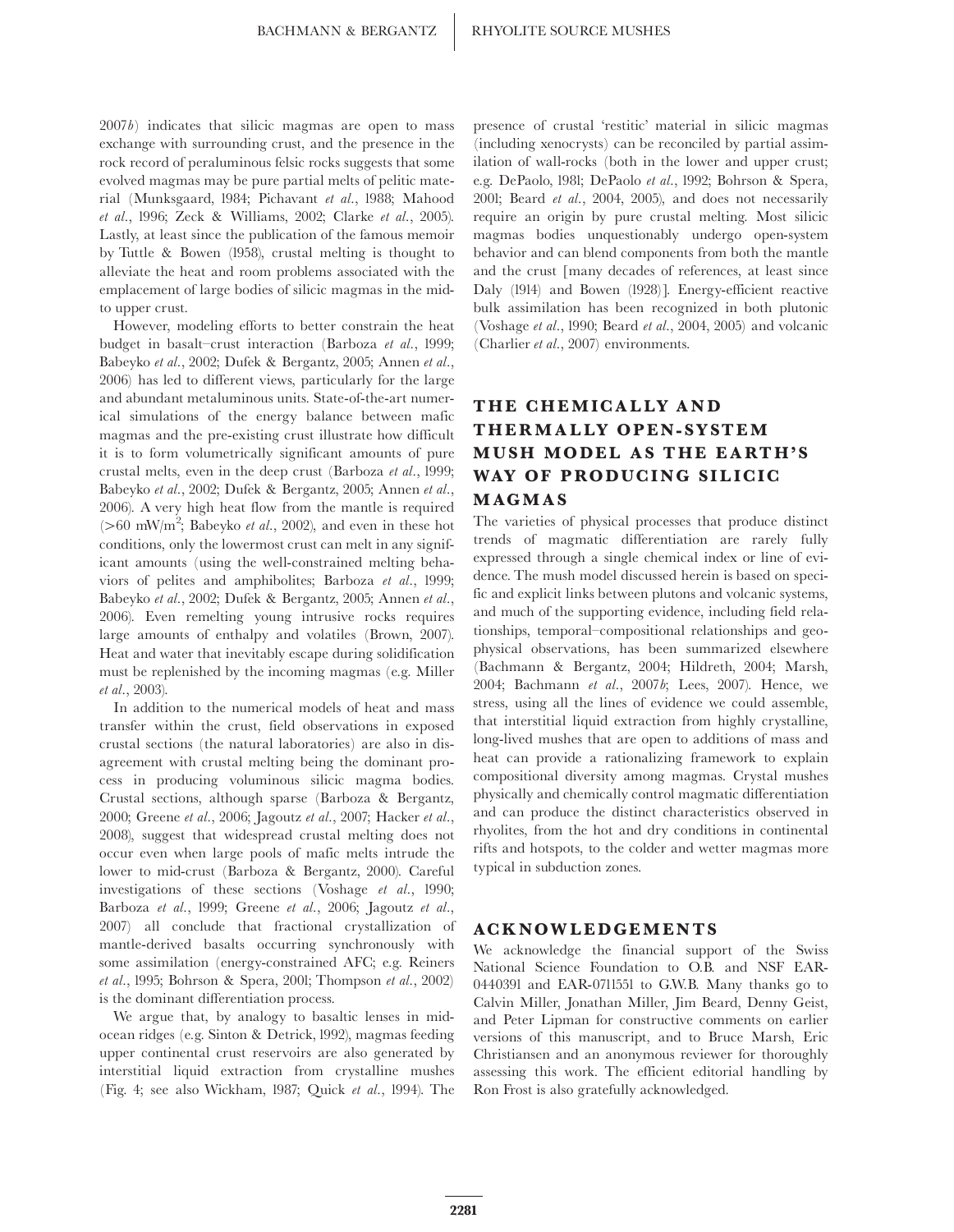2007*b*) indicates that silicic magmas are open to mass exchange with surrounding crust, and the presence in the rock record of peraluminous felsic rocks suggests that some evolved magmas may be pure partial melts of pelitic material (Munksgaard, 1984; Pichavant *et al.*, 1988; Mahood *et al.*, 1996; Zeck & Williams, 2002; Clarke *et al.*, 2005). Lastly, at least since the publication of the famous memoir by Tuttle & Bowen (1958), crustal melting is thought to alleviate the heat and room problems associated with the emplacement of large bodies of silicic magmas in the mid- to upper crust.

However, modeling efforts to better constrain the heat budget in basalt–crust interaction (Barboza *et al.*, 1999; Babeyko *et al.*, 2002; Dufek & Bergantz, 2005; Annen *et al.*, 2006) has led to different views, particularly for the large and abundant metaluminous units. State-of-the-art numerical simulations of the energy balance between mafic magmas and the pre-existing crust illustrate how difficult it is to form volumetrically significant amounts of pure crustal melts, even in the deep crust (Barboza *et al.*, 1999; Babeyko *et al.*, 2002; Dufek & Bergantz, 2005; Annen *et al.*, 2006). A very high heat flow from the mantle is required ($>60$ mW/m$^2$; Babeyko *et al.*, 2002), and even in these hot conditions, only the lowermost crust can melt in any significant amounts (using the well-constrained melting behaviors of pelites and amphibolites; Barboza *et al.*, 1999; Babeyko *et al.*, 2002; Dufek & Bergantz, 2005; Annen *et al.*, 2006). Even remelting young intrusive rocks requires large amounts of enthalpy and volatiles (Brown, 2007). Heat and water that inevitably escape during solidification must be replenished by the incoming magmas (e.g. Miller *et al.*, 2003).

In addition to the numerical models of heat and mass transfer within the crust, field observations in exposed crustal sections (the natural laboratories) are also in disagreement with crustal melting being the dominant process in producing voluminous silicic magma bodies. Crustal sections, although sparse (Barboza & Bergantz, 2000; Greene *et al.*, 2006; Jagoutz *et al.*, 2007; Hacker *et al.*, 2008), suggest that widespread crustal melting does not occur even when large pools of mafic melts intrude the lower to mid-crust (Barboza & Bergantz, 2000). Careful investigations of these sections (Voshage *et al.*, 1990; Barboza *et al.*, 1999; Greene *et al.*, 2006; Jagoutz *et al.*, 2007) all conclude that fractional crystallization of mantle-derived basalts occurring synchronously with some assimilation (energy-constrained AFC; e.g. Reiners *et al.*, 1995; Bohrson & Spera, 2001; Thompson *et al.*, 2002) is the dominant differentiation process.

We argue that, by analogy to basaltic lenses in mid-ocean ridges (e.g. Sinton & Detrick, 1992), magmas feeding upper continental crust reservoirs are also generated by interstitial liquid extraction from crystalline mushes (Fig. 4; see also Wickham, 1987; Quick *et al.*, 1994). The presence of crustal 'restitic' material in silicic magmas (including xenocrysts) can be reconciled by partial assimilation of wall-rocks (both in the lower and upper crust; e.g. DePaolo, 1981; DePaolo *et al.*, 1992; Bohrson & Spera, 2001; Beard *et al.*, 2004, 2005), and does not necessarily require an origin by pure crustal melting. Most silicic magmas bodies unquestionably undergo open-system behavior and can blend components from both the mantle and the crust [many decades of references, at least since Daly (1914) and Bowen (1928)]. Energy-efficient reactive bulk assimilation has been recognized in both plutonic (Voshage *et al.*, 1990; Beard *et al.*, 2004, 2005) and volcanic (Charlier *et al.*, 2007) environments.

## THE CHEMICALLY AND THERMALLY OPEN-SYSTEM MUSH MODEL AS THE EARTH'S WAY OF PRODUCING SILICIC MAGMAS

The varieties of physical processes that produce distinct trends of magmatic differentiation are rarely fully expressed through a single chemical index or line of evidence. The mush model discussed herein is based on specific and explicit links between plutons and volcanic systems, and much of the supporting evidence, including field relationships, temporal–compositional relationships and geophysical observations, has been summarized elsewhere (Bachmann & Bergantz, 2004; Hildreth, 2004; Marsh, 2004; Bachmann *et al.*, 2007*b*; Lees, 2007). Hence, we stress, using all the lines of evidence we could assemble, that interstitial liquid extraction from highly crystalline, long-lived mushes that are open to additions of mass and heat can provide a rationalizing framework to explain compositional diversity among magmas. Crystal mushes physically and chemically control magmatic differentiation and can produce the distinct characteristics observed in rhyolites, from the hot and dry conditions in continental rifts and hotspots, to the colder and wetter magmas more typical in subduction zones.

## ACKNOWLEDGEMENTS

We acknowledge the financial support of the Swiss National Science Foundation to O.B. and NSF EAR-0440391 and EAR-0711551 to G.W.B. Many thanks go to Calvin Miller, Jonathan Miller, Jim Beard, Denny Geist, and Peter Lipman for constructive comments on earlier versions of this manuscript, and to Bruce Marsh, Eric Christiansen and an anonymous reviewer for thoroughly assessing this work. The efficient editorial handling by Ron Frost is also gratefully acknowledged.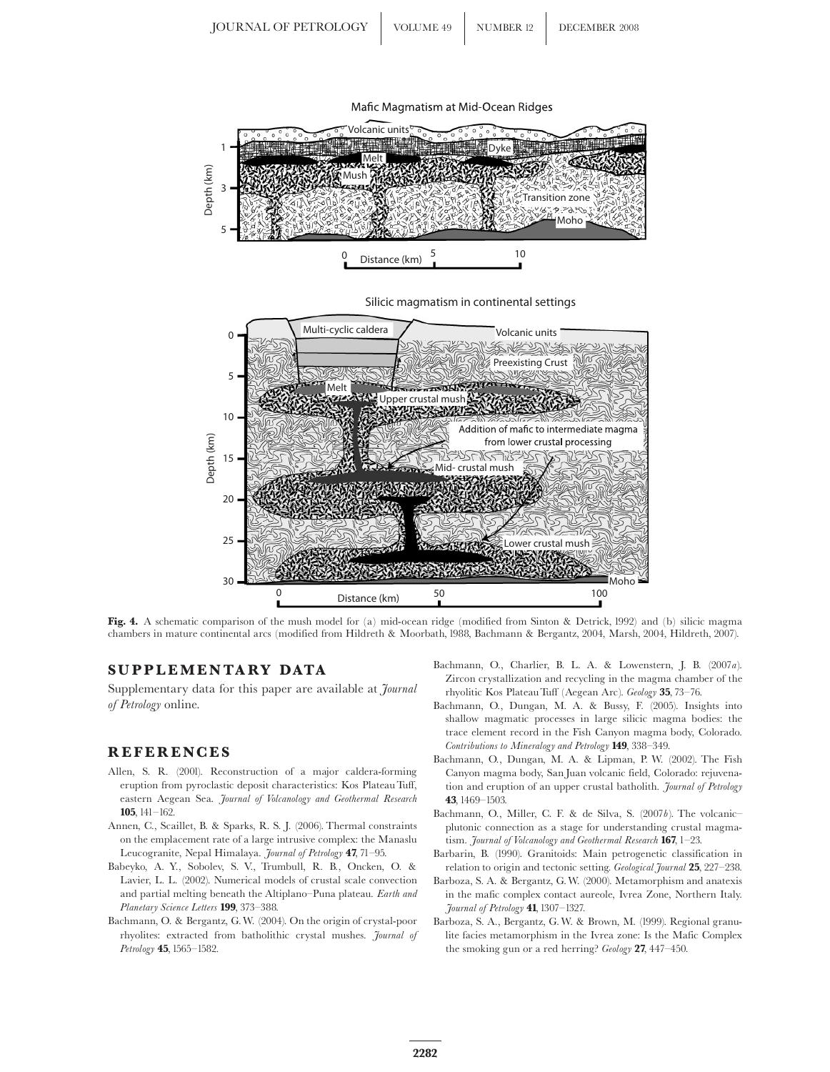**Fig. 4.** A schematic comparison of the mush model for (a) mid-ocean ridge (modified from Sinton & Detrick, 1992) and (b) silicic magma chambers in mature continental arcs (modified from Hildreth & Moorbath, 1988, Bachmann & Bergantz, 2004, Marsh, 2004, Hildreth, 2007).

## SUPPLEMENTARY DATA

Supplementary data for this paper are available at *Journal of Petrology* online.

## REFERENCES

Allen, S. R. (2001). Reconstruction of a major caldera-forming eruption from pyroclastic deposit characteristics: Kos Plateau Tuff, eastern Aegean Sea. *Journal of Volcanology and Geothermal Research* **105**, 141–162.

Annen, C., Scaillet, B. & Sparks, R. S. J. (2006). Thermal constraints on the emplacement rate of a large intrusive complex: the Manaslu Leucogranite, Nepal Himalaya. *Journal of Petrology* **47**, 71–95.

Babeyko, A. Y., Sobolev, S. V., Trumbull, R. B., Oncken, O. & Lavier, L. L. (2002). Numerical models of crustal scale convection and partial melting beneath the Altiplano–Puna plateau. *Earth and Planetary Science Letters* **199**, 373–388.

Bachmann, O. & Bergantz, G. W. (2004). On the origin of crystal-poor rhyolites: extracted from batholithic crystal mushes. *Journal of Petrology* **45**, 1565–1582.

Bachmann, O., Charlier, B. L. A. & Lowenstern, J. B. (2007*a*). Zircon crystallization and recycling in the magma chamber of the rhyolitic Kos Plateau Tuff (Aegean Arc). *Geology* **35**, 73–76.

Bachmann, O., Dungan, M. A. & Bussy, F. (2005). Insights into shallow magmatic processes in large silicic magma bodies: the trace element record in the Fish Canyon magma body, Colorado. *Contributions to Mineralogy and Petrology* **149**, 338–349.

Bachmann, O., Dungan, M. A. & Lipman, P. W. (2002). The Fish Canyon magma body, San Juan volcanic field, Colorado: rejuvenation and eruption of an upper crustal batholith. *Journal of Petrology* **43**, 1469–1503.

Bachmann, O., Miller, C. F. & de Silva, S. (2007*b*). The volcanic–plutonic connection as a stage for understanding crustal magmatism. *Journal of Volcanology and Geothermal Research* **167**, 1–23.

Barbarin, B. (1990). Granitoids: Main petrogenetic classification in relation to origin and tectonic setting. *Geological Journal* **25**, 227–238.

Barboza, S. A. & Bergantz, G. W. (2000). Metamorphism and anatexis in the mafic complex contact aureole, Ivrea Zone, Northern Italy. *Journal of Petrology* **41**, 1307–1327.

Barboza, S. A., Bergantz, G. W. & Brown, M. (1999). Regional granulite facies metamorphism in the Ivrea zone: Is the Mafic Complex the smoking gun or a red herring? *Geology* **27**, 447–450.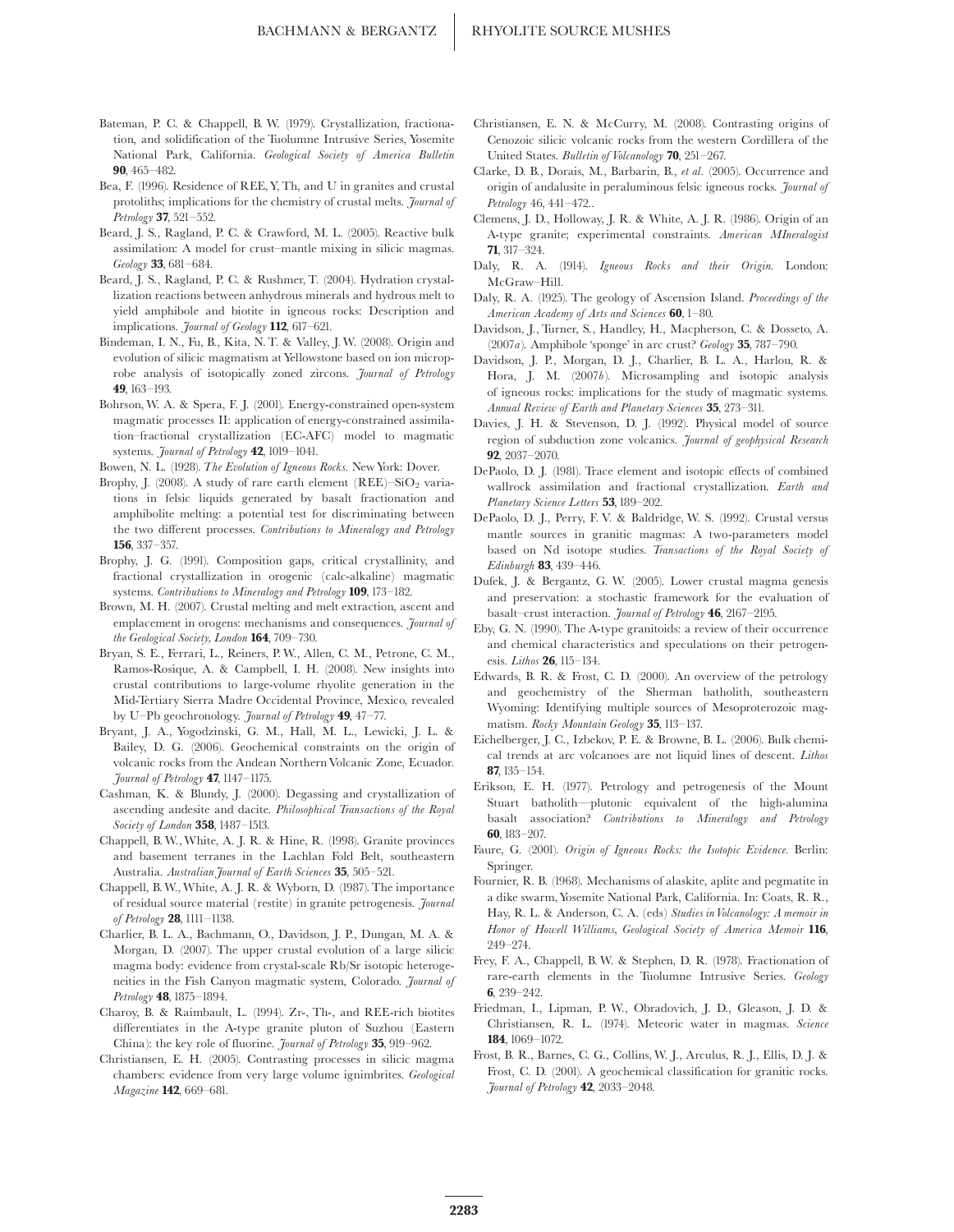Bateman, P. C. & Chappell, B. W. (1979). Crystallization, fractionation, and solidification of the Tuolumne Intrusive Series, Yosemite National Park, California. *Geological Society of America Bulletin* **90**, 465–482.

Bea, F. (1996). Residence of REE, Y, Th, and U in granites and crustal protoliths; implications for the chemistry of crustal melts. *Journal of Petrology* **37**, 521–552.

Beard, J. S., Ragland, P. C. & Crawford, M. L. (2005). Reactive bulk assimilation: A model for crust–mantle mixing in silicic magmas. *Geology* **33**, 681–684.

Beard, J. S., Ragland, P. C. & Rushmer, T. (2004). Hydration crystallization reactions between anhydrous minerals and hydrous melt to yield amphibole and biotite in igneous rocks: Description and implications. *Journal of Geology* **112**, 617–621.

Bindeman, I. N., Fu, B., Kita, N. T. & Valley, J. W. (2008). Origin and evolution of silicic magmatism at Yellowstone based on ion microprobe analysis of isotopically zoned zircons. *Journal of Petrology* **49**, 163–193.

Bohrson, W. A. & Spera, F. J. (2001). Energy-constrained open-system magmatic processes II: application of energy-constrained assimilation–fractional crystallization (EC-AFC) model to magmatic systems. *Journal of Petrology* **42**, 1019–1041.

Bowen, N. L. (1928). *The Evolution of Igneous Rocks*. New York: Dover.

Brophy, J. (2008). A study of rare earth element (REE)–$SiO_2$ variations in felsic liquids generated by basalt fractionation and amphibolite melting: a potential test for discriminating between the two different processes. *Contributions to Mineralogy and Petrology* **156**, 337–357.

Brophy, J. G. (1991). Composition gaps, critical crystallinity, and fractional crystallization in orogenic (calc-alkaline) magmatic systems. *Contributions to Mineralogy and Petrology* **109**, 173–182.

Brown, M. H. (2007). Crustal melting and melt extraction, ascent and emplacement in orogens: mechanisms and consequences. *Journal of the Geological Society, London* **164**, 709–730.

Bryan, S. E., Ferrari, L., Reiners, P. W., Allen, C. M., Petrone, C. M., Ramos-Rosique, A. & Campbell, I. H. (2008). New insights into crustal contributions to large-volume rhyolite generation in the Mid-Tertiary Sierra Madre Occidental Province, Mexico, revealed by U–Pb geochronology. *Journal of Petrology* **49**, 47–77.

Bryant, J. A., Yogodzinski, G. M., Hall, M. L., Lewicki, J. L. & Bailey, D. G. (2006). Geochemical constraints on the origin of volcanic rocks from the Andean Northern Volcanic Zone, Ecuador. *Journal of Petrology* **47**, 1147–1175.

Cashman, K. & Blundy, J. (2000). Degassing and crystallization of ascending andesite and dacite. *Philosophical Transactions of the Royal Society of London* **358**, 1487–1513.

Chappell, B. W., White, A. J. R. & Hine, R. (1998). Granite provinces and basement terranes in the Lachlan Fold Belt, southeastern Australia. *Australian Journal of Earth Sciences* **35**, 505–521.

Chappell, B. W., White, A. J. R. & Wyborn, D. (1987). The importance of residual source material (restite) in granite petrogenesis. *Journal of Petrology* **28**, 1111–1138.

Charlier, B. L. A., Bachmann, O., Davidson, J. P., Dungan, M. A. & Morgan, D. (2007). The upper crustal evolution of a large silicic magma body: evidence from crystal-scale Rb/Sr isotopic heterogeneities in the Fish Canyon magmatic system, Colorado. *Journal of Petrology* **48**, 1875–1894.

Charoy, B. & Raimbault, L. (1994). Zr-, Th-, and REE-rich biotites differentiates in the A-type granite pluton of Suzhou (Eastern China): the key role of fluorine. *Journal of Petrology* **35**, 919–962.

Christiansen, E. H. (2005). Contrasting processes in silicic magma chambers: evidence from very large volume ignimbrites. *Geological Magazine* **142**, 669–681.

Christiansen, E. N. & McCurry, M. (2008). Contrasting origins of Cenozoic silicic volcanic rocks from the western Cordillera of the United States. *Bulletin of Volcanology* **70**, 251–267.

Clarke, D. B., Dorais, M., Barbarin, B., *et al*. (2005). Occurrence and origin of andalusite in peraluminous felsic igneous rocks. *Journal of Petrology* 46, 441–472..

Clemens, J. D., Holloway, J. R. & White, A. J. R. (1986). Origin of an A-type granite; experimental constraints. *American MIneralogist* **71**, 317–324.

Daly, R. A. (1914). *Igneous Rocks and their Origin*. London: McGraw–Hill.

Daly, R. A. (1925). The geology of Ascension Island. *Proceedings of the American Academy of Arts and Sciences* **60**, 1–80.

Davidson, J., Turner, S., Handley, H., Macpherson, C. & Dosseto, A. (2007*a*). Amphibole 'sponge' in arc crust? *Geology* **35**, 787–790.

Davidson, J. P., Morgan, D. J., Charlier, B. L. A., Harlou, R. & Hora, J. M. (2007*b*). Microsampling and isotopic analysis of igneous rocks: implications for the study of magmatic systems. *Annual Review of Earth and Planetary Sciences* **35**, 273–311.

Davies, J. H. & Stevenson, D. J. (1992). Physical model of source region of subduction zone volcanics. *Journal of geophysical Research* **92**, 2037–2070.

DePaolo, D. J. (1981). Trace element and isotopic effects of combined wallrock assimilation and fractional crystallization. *Earth and Planetary Science Letters* **53**, 189–202.

DePaolo, D. J., Perry, F. V. & Baldridge, W. S. (1992). Crustal versus mantle sources in granitic magmas: A two-parameters model based on Nd isotope studies. *Transactions of the Royal Society of Edinburgh* **83**, 439–446.

Dufek, J. & Bergantz, G. W. (2005). Lower crustal magma genesis and preservation: a stochastic framework for the evaluation of basalt–crust interaction. *Journal of Petrology* **46**, 2167–2195.

Eby, G. N. (1990). The A-type granitoids: a review of their occurrence and chemical characteristics and speculations on their petrogenesis. *Lithos* **26**, 115–134.

Edwards, B. R. & Frost, C. D. (2000). An overview of the petrology and geochemistry of the Sherman batholith, southeastern Wyoming: Identifying multiple sources of Mesoproterozoic magmatism. *Rocky Mountain Geology* **35**, 113–137.

Eichelberger, J. C., Izbekov, P. E. & Browne, B. L. (2006). Bulk chemical trends at arc volcanoes are not liquid lines of descent. *Lithos* **87**, 135–154.

Erikson, E. H. (1977). Petrology and petrogenesis of the Mount Stuart batholith—plutonic equivalent of the high-alumina basalt association? *Contributions to Mineralogy and Petrology* **60**, 183–207.

Faure, G. (2001). *Origin of Igneous Rocks: the Isotopic Evidence*. Berlin: Springer.

Fournier, R. B. (1968). Mechanisms of alaskite, aplite and pegmatite in a dike swarm, Yosemite National Park, California. In: Coats, R. R., Hay, R. L. & Anderson, C. A. (eds) *Studies in Volcanology: A memoir in Honor of Howell Williams, Geological Society of America Memoir* **116**, 249–274.

Frey, F. A., Chappell, B. W. & Stephen, D. R. (1978). Fractionation of rare-earth elements in the Tuolumne Intrusive Series. *Geology* **6**, 239–242.

Friedman, I., Lipman, P. W., Obradovich, J. D., Gleason, J. D. & Christiansen, R. L. (1974). Meteoric water in magmas. *Science* **184**, 1069–1072.

Frost, B. R., Barnes, C. G., Collins, W. J., Arculus, R. J., Ellis, D. J. & Frost, C. D. (2001). A geochemical classification for granitic rocks. *Journal of Petrology* **42**, 2033–2048.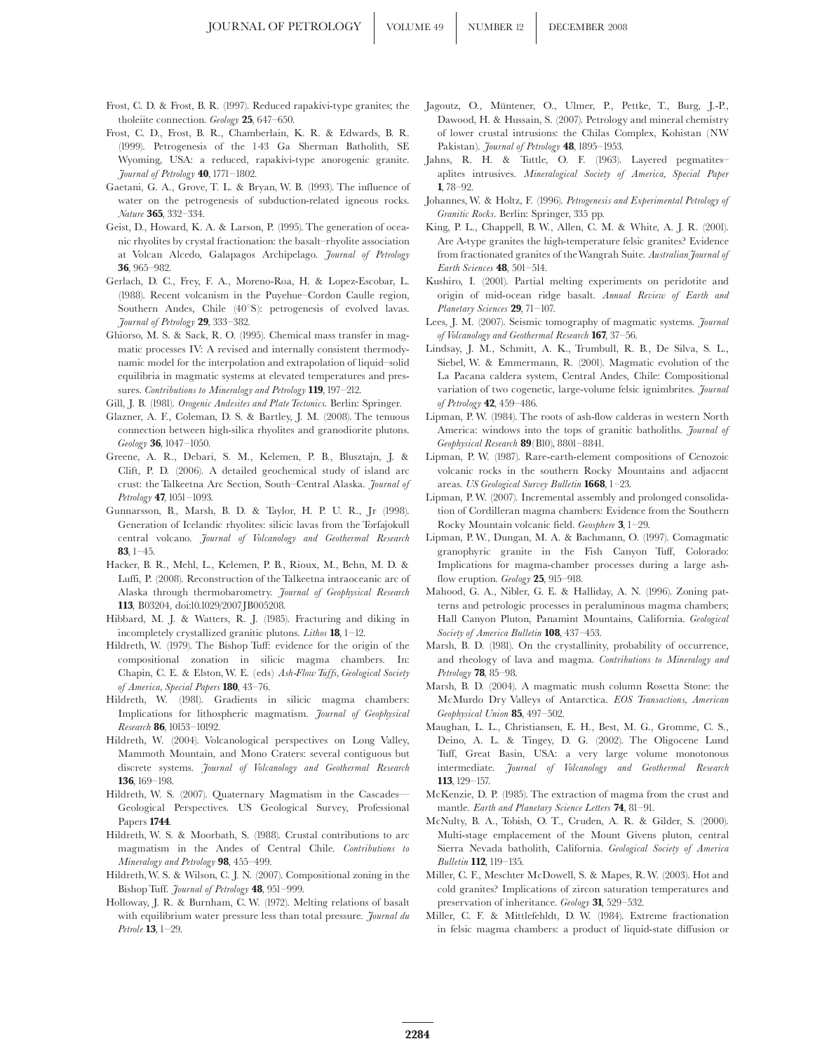Frost, C. D. & Frost, B. R. (1997). Reduced rapakivi-type granites; the tholeiite connection. *Geology* **25**, 647–650.

Frost, C. D., Frost, B. R., Chamberlain, K. R. & Edwards, B. R. (1999). Petrogenesis of the 1·43 Ga Sherman Batholith, SE Wyoming, USA: a reduced, rapakivi-type anorogenic granite. *Journal of Petrology* **40**, 1771–1802.

Gaetani, G. A., Grove, T. L. & Bryan, W. B. (1993). The influence of water on the petrogenesis of subduction-related igneous rocks. *Nature* **365**, 332–334.

Geist, D., Howard, K. A. & Larson, P. (1995). The generation of oceanic rhyolites by crystal fractionation: the basalt–rhyolite association at Volcan Alcedo, Galapagos Archipelago. *Journal of Petrology* **36**, 965–982.

Gerlach, D. C., Frey, F. A., Moreno-Roa, H. & Lopez-Escobar, L. (1988). Recent volcanism in the Puyehue–Cordon Caulle region, Southern Andes, Chile (40°S): petrogenesis of evolved lavas. *Journal of Petrology* **29**, 333–382.

Ghiorso, M. S. & Sack, R. O. (1995). Chemical mass transfer in magmatic processes IV: A revised and internally consistent thermodynamic model for the interpolation and extrapolation of liquid–solid equilibria in magmatic systems at elevated temperatures and pressures. *Contributions to Mineralogy and Petrology* **119**, 197–212.

Gill, J. B. (1981). *Orogenic Andesites and Plate Tectonics.* Berlin: Springer.

Glazner, A. F., Coleman, D. S. & Bartley, J. M. (2008). The tenuous connection between high-silica rhyolites and granodiorite plutons. *Geology* **36**, 1047–1050.

Greene, A. R., Debari, S. M., Kelemen, P. B., Blusztajn, J. & Clift, P. D. (2006). A detailed geochemical study of island arc crust: the Talkeetna Arc Section, South–Central Alaska. *Journal of Petrology* **47**, 1051–1093.

Gunnarsson, B., Marsh, B. D. & Taylor, H. P. U. R., Jr (1998). Generation of Icelandic rhyolites: silicic lavas from the Torfajokull central volcano. *Journal of Volcanology and Geothermal Research* **83**, 1–45.

Hacker, B. R., Mehl, L., Kelemen, P. B., Rioux, M., Behn, M. D. & Luffi, P. (2008). Reconstruction of the Talkeetna intraoceanic arc of Alaska through thermobarometry. *Journal of Geophysical Research* **113**, B03204, doi:10.1029/2007JB005208.

Hibbard, M. J. & Watters, R. J. (1985). Fracturing and diking in incompletely crystallized granitic plutons. *Lithos* **18**, 1–12.

Hildreth, W. (1979). The Bishop Tuff: evidence for the origin of the compositional zonation in silicic magma chambers. In: Chapin, C. E. & Elston, W. E. (eds) *Ash-Flow Tuffs, Geological Society of America, Special Papers* **180**, 43–76.

Hildreth, W. (1981). Gradients in silicic magma chambers: Implications for lithospheric magmatism. *Journal of Geophysical Research* **86**, 10153–10192.

Hildreth, W. (2004). Volcanological perspectives on Long Valley, Mammoth Mountain, and Mono Craters: several contiguous but discrete systems. *Journal of Volcanology and Geothermal Research* **136**, 169–198.

Hildreth, W. S. (2007). Quaternary Magmatism in the Cascades—Geological Perspectives. US Geological Survey, Professional Papers **1744**.

Hildreth, W. S. & Moorbath, S. (1988). Crustal contributions to arc magmatism in the Andes of Central Chile. *Contributions to Mineralogy and Petrology* **98**, 455–499.

Hildreth, W. S. & Wilson, C. J. N. (2007). Compositional zoning in the Bishop Tuff. *Journal of Petrology* **48**, 951–999.

Holloway, J. R. & Burnham, C. W. (1972). Melting relations of basalt with equilibrium water pressure less than total pressure. *Journal du Petrole* **13**, 1–29.

Jagoutz, O., Müntener, O., Ulmer, P., Pettke, T., Burg, J.-P., Dawood, H. & Hussain, S. (2007). Petrology and mineral chemistry of lower crustal intrusions: the Chilas Complex, Kohistan (NW Pakistan). *Journal of Petrology* **48**, 1895–1953.

Jahns, R. H. & Tuttle, O. F. (1963). Layered pegmatites–aplites intrusives. *Mineralogical Society of America, Special Paper* **1**, 78–92.

Johannes, W. & Holtz, F. (1996). *Petrogenesis and Experimental Petrology of Granitic Rocks*. Berlin: Springer, 335 pp.

King, P. L., Chappell, B. W., Allen, C. M. & White, A. J. R. (2001). Are A-type granites the high-temperature felsic granites? Evidence from fractionated granites of the Wangrah Suite. *Australian Journal of Earth Sciences* **48**, 501–514.

Kushiro, I. (2001). Partial melting experiments on peridotite and origin of mid-ocean ridge basalt. *Annual Review of Earth and Planetary Sciences* **29**, 71–107.

Lees, J. M. (2007). Seismic tomography of magmatic systems. *Journal of Volcanology and Geothermal Research* **167**, 37–56.

Lindsay, J. M., Schmitt, A. K., Trumbull, R. B., De Silva, S. L., Siebel, W. & Emmermann, R. (2001). Magmatic evolution of the La Pacana caldera system, Central Andes, Chile: Compositional variation of two cogenetic, large-volume felsic ignimbrites. *Journal of Petrology* **42**, 459–486.

Lipman, P. W. (1984). The roots of ash-flow calderas in western North America: windows into the tops of granitic batholiths. *Journal of Geophysical Research* **89**(B10), 8801–8841.

Lipman, P. W. (1987). Rare-earth-element compositions of Cenozoic volcanic rocks in the southern Rocky Mountains and adjacent areas. *US Geological Survey Bulletin* **1668**, 1–23.

Lipman, P. W. (2007). Incremental assembly and prolonged consolidation of Cordilleran magma chambers: Evidence from the Southern Rocky Mountain volcanic field. *Geosphere* **3**, 1–29.

Lipman, P. W., Dungan, M. A. & Bachmann, O. (1997). Comagmatic granophyric granite in the Fish Canyon Tuff, Colorado: Implications for magma-chamber processes during a large ash-flow eruption. *Geology* **25**, 915–918.

Mahood, G. A., Nibler, G. E. & Halliday, A. N. (1996). Zoning patterns and petrologic processes in peraluminous magma chambers; Hall Canyon Pluton, Panamint Mountains, California. *Geological Society of America Bulletin* **108**, 437–453.

Marsh, B. D. (1981). On the crystallinity, probability of occurrence, and rheology of lava and magma. *Contributions to Mineralogy and Petrology* **78**, 85–98.

Marsh, B. D. (2004). A magmatic mush column Rosetta Stone: the McMurdo Dry Valleys of Antarctica. *EOS Transactions, American Geophysical Union* **85**, 497–502.

Maughan, L. L., Christiansen, E. H., Best, M. G., Gromme, C. S., Deino, A. L. & Tingey, D. G. (2002). The Oligocene Lund Tuff, Great Basin, USA: a very large volume monotonous intermediate. *Journal of Volcanology and Geothermal Research* **113**, 129–157.

McKenzie, D. P. (1985). The extraction of magma from the crust and mantle. *Earth and Planetary Science Letters* **74**, 81–91.

McNulty, B. A., Tobish, O. T., Cruden, A. R. & Gilder, S. (2000). Multi-stage emplacement of the Mount Givens pluton, central Sierra Nevada batholith, California. *Geological Society of America Bulletin* **112**, 119–135.

Miller, C. F., Meschter McDowell, S. & Mapes, R. W. (2003). Hot and cold granites? Implications of zircon saturation temperatures and preservation of inheritance. *Geology* **31**, 529–532.

Miller, C. F. & Mittlefehldt, D. W. (1984). Extreme fractionation in felsic magma chambers: a product of liquid-state diffusion or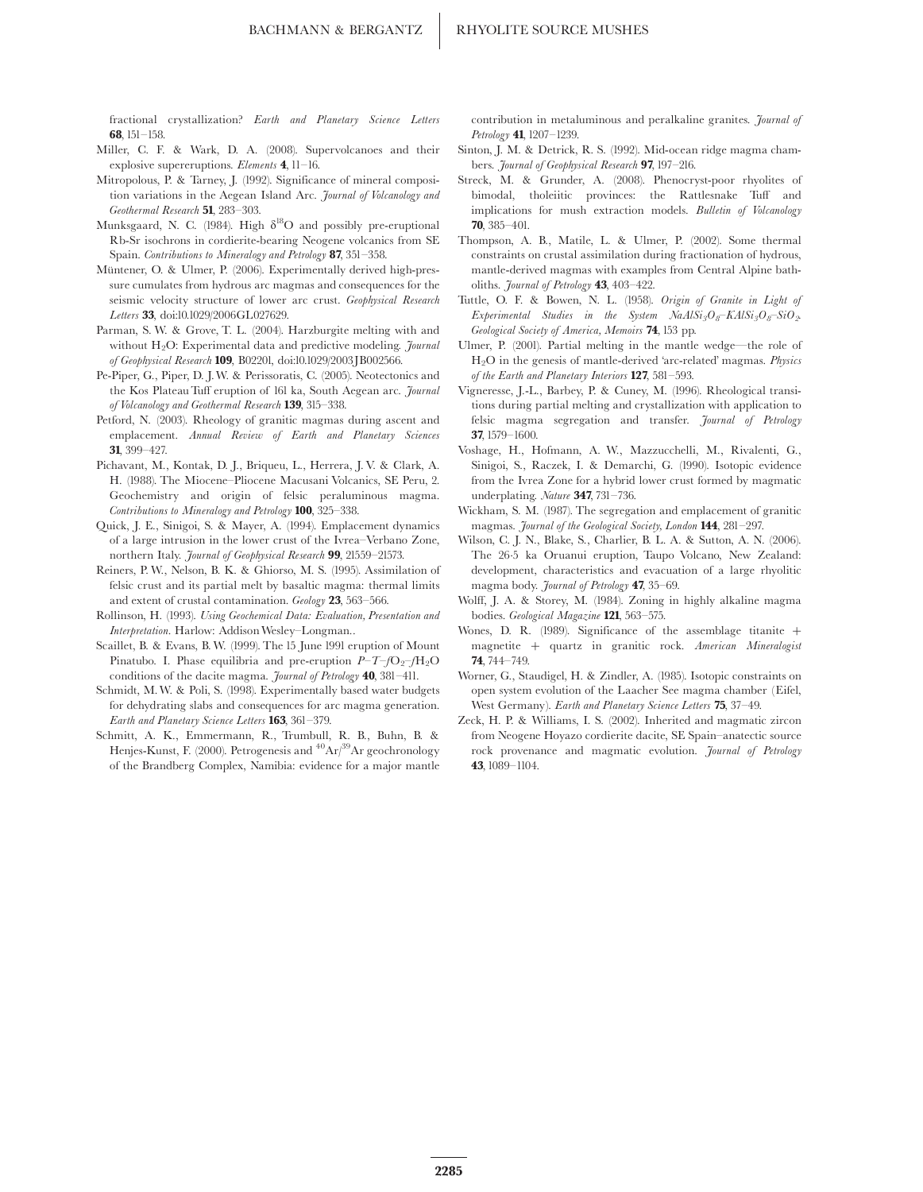fractional crystallization? *Earth and Planetary Science Letters* **68**, 151–158.

Miller, C. F. & Wark, D. A. (2008). Supervolcanoes and their explosive supereruptions. *Elements* **4**, 11–16.

Mitropolous, P. & Tarney, J. (1992). Significance of mineral composition variations in the Aegean Island Arc. *Journal of Volcanology and Geothermal Research* **51**, 283–303.

Munksgaard, N. C. (1984). High $\delta^{18}O$ and possibly pre-eruptional Rb-Sr isochrons in cordierite-bearing Neogene volcanics from SE Spain. *Contributions to Mineralogy and Petrology* **87**, 351–358.

Müntener, O. & Ulmer, P. (2006). Experimentally derived high-pressure cumulates from hydrous arc magmas and consequences for the seismic velocity structure of lower arc crust. *Geophysical Research Letters* **33**, doi:10.1029/2006GL027629.

Parman, S. W. & Grove, T. L. (2004). Harzburgite melting with and without $H_2O$: Experimental data and predictive modeling. *Journal of Geophysical Research* **109**, B02201, doi:10.1029/2003JB002566.

Pe-Piper, G., Piper, D. J. W. & Perissoratis, C. (2005). Neotectonics and the Kos Plateau Tuff eruption of 161 ka, South Aegean arc. *Journal of Volcanology and Geothermal Research* **139**, 315–338.

Petford, N. (2003). Rheology of granitic magmas during ascent and emplacement. *Annual Review of Earth and Planetary Sciences* **31**, 399–427.

Pichavant, M., Kontak, D. J., Briqueu, L., Herrera, J. V. & Clark, A. H. (1988). The Miocene–Pliocene Macusani Volcanics, SE Peru, 2. Geochemistry and origin of felsic peraluminous magma. *Contributions to Mineralogy and Petrology* **100**, 325–338.

Quick, J. E., Sinigoi, S. & Mayer, A. (1994). Emplacement dynamics of a large intrusion in the lower crust of the Ivrea–Verbano Zone, northern Italy. *Journal of Geophysical Research* **99**, 21559–21573.

Reiners, P. W., Nelson, B. K. & Ghiorso, M. S. (1995). Assimilation of felsic crust and its partial melt by basaltic magma: thermal limits and extent of crustal contamination. *Geology* **23**, 563–566.

Rollinson, H. (1993). *Using Geochemical Data: Evaluation, Presentation and Interpretation.* Harlow: Addison Wesley–Longman..

Scaillet, B. & Evans, B. W. (1999). The 15 June 1991 eruption of Mount Pinatubo. I. Phase equilibria and pre-eruption $P$–$T$–$fO_2$–$fH_2O$ conditions of the dacite magma. *Journal of Petrology* **40**, 381–411.

Schmidt, M. W. & Poli, S. (1998). Experimentally based water budgets for dehydrating slabs and consequences for arc magma generation. *Earth and Planetary Science Letters* **163**, 361–379.

Schmitt, A. K., Emmermann, R., Trumbull, R. B., Buhn, B. & Henjes-Kunst, F. (2000). Petrogenesis and $^{40}Ar/^{39}Ar$ geochronology of the Brandberg Complex, Namibia: evidence for a major mantle contribution in metaluminous and peralkaline granites. *Journal of Petrology* **41**, 1207–1239.

Sinton, J. M. & Detrick, R. S. (1992). Mid-ocean ridge magma chambers. *Journal of Geophysical Research* **97**, 197–216.

Streck, M. & Grunder, A. (2008). Phenocryst-poor rhyolites of bimodal, tholeiitic provinces: the Rattlesnake Tuff and implications for mush extraction models. *Bulletin of Volcanology* **70**, 385–401.

Thompson, A. B., Matile, L. & Ulmer, P. (2002). Some thermal constraints on crustal assimilation during fractionation of hydrous, mantle-derived magmas with examples from Central Alpine batholiths. *Journal of Petrology* **43**, 403–422.

Tuttle, O. F. & Bowen, N. L. (1958). *Origin of Granite in Light of Experimental Studies in the System $NaAlSi_3O_8$–$KAlSi_3O_8$–$SiO_2$. Geological Society of America, Memoirs* **74**, 153 pp.

Ulmer, P. (2001). Partial melting in the mantle wedge—the role of $H_2O$ in the genesis of mantle-derived 'arc-related' magmas. *Physics of the Earth and Planetary Interiors* **127**, 581–593.

Vigneresse, J.-L., Barbey, P. & Cuney, M. (1996). Rheological transitions during partial melting and crystallization with application to felsic magma segregation and transfer. *Journal of Petrology* **37**, 1579–1600.

Voshage, H., Hofmann, A. W., Mazzucchelli, M., Rivalenti, G., Sinigoi, S., Raczek, I. & Demarchi, G. (1990). Isotopic evidence from the Ivrea Zone for a hybrid lower crust formed by magmatic underplating. *Nature* **347**, 731–736.

Wickham, S. M. (1987). The segregation and emplacement of granitic magmas. *Journal of the Geological Society, London* **144**, 281–297.

Wilson, C. J. N., Blake, S., Charlier, B. L. A. & Sutton, A. N. (2006). The 26·5 ka Oruanui eruption, Taupo Volcano, New Zealand: development, characteristics and evacuation of a large rhyolitic magma body. *Journal of Petrology* **47**, 35–69.

Wolff, J. A. & Storey, M. (1984). Zoning in highly alkaline magma bodies. *Geological Magazine* **121**, 563–575.

Wones, D. R. (1989). Significance of the assemblage titanite + magnetite + quartz in granitic rock. *American Mineralogist* **74**, 744–749.

Worner, G., Staudigel, H. & Zindler, A. (1985). Isotopic constraints on open system evolution of the Laacher See magma chamber (Eifel, West Germany). *Earth and Planetary Science Letters* **75**, 37–49.

Zeck, H. P. & Williams, I. S. (2002). Inherited and magmatic zircon from Neogene Hoyazo cordierite dacite, SE Spain–anatectic source rock provenance and magmatic evolution. *Journal of Petrology* **43**, 1089–1104.